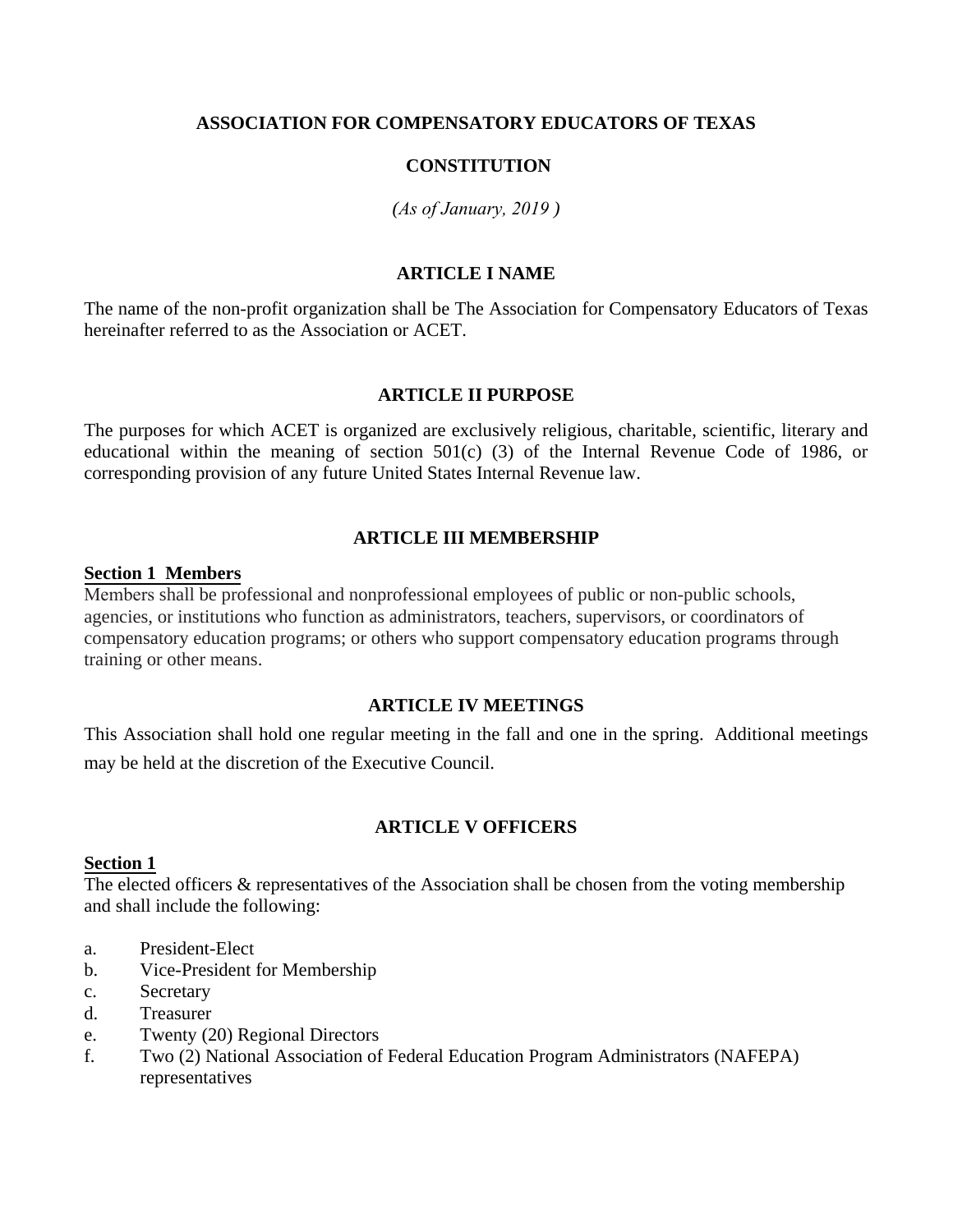# ASSOCIATION FOR COMPENSATORY EDUCATORS OF TEXAS

## CONSTITUTION

*(As of January, 2019 )*

## ARTICLE I NAME

The name of the non-profit organization shall be The Association for Compensatory Educators of Texas hereinafter referred to as the Association or ACET.

## ARTICLE II PURPOSE

The purposes for which ACET is organized are exclusively religious, charitable, scientific, literary and educational within the meaning of section 501(c) (3) of the Internal Revenue Code of 1986, or corresponding provision of any future United States Internal Revenue law.

## ARTICLE III MEMBERSHIP

**Section 1 Members**

Members shall be professional and nonprofessional employees of public or non-public schools, agencies, or institutions who function as administrators, teachers, supervisors, or coordinators of compensatory education programs; or others who support compensatory education programs through training or other means.

## ARTICLE IV MEETINGS

This Association shall hold one regular meeting in the fall and one in the spring. Additional meetings may be held at the discretion of the Executive Council.

## ARTICLE V OFFICERS

**Section 1**

The elected officers & representatives of the Association shall be chosen from the voting membership and shall include the following:

a. President-Elect
b. Vice-President for Membership
c. Secretary
d. Treasurer
e. Twenty (20) Regional Directors
f. Two (2) National Association of Federal Education Program Administrators (NAFEPA) representatives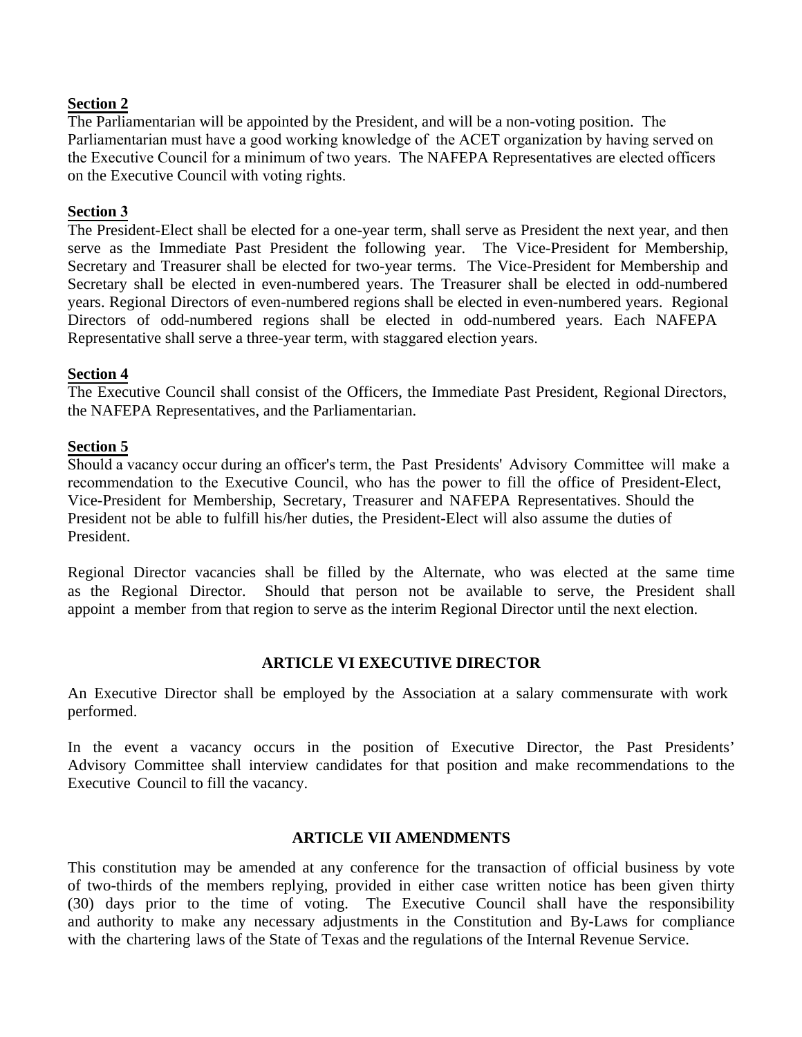**Section 2**

The Parliamentarian will be appointed by the President, and will be a non-voting position. The Parliamentarian must have a good working knowledge of the ACET organization by having served on the Executive Council for a minimum of two years. The NAFEPA Representatives are elected officers on the Executive Council with voting rights.

**Section 3**

The President-Elect shall be elected for a one-year term, shall serve as President the next year, and then serve as the Immediate Past President the following year. The Vice-President for Membership, Secretary and Treasurer shall be elected for two-year terms. The Vice-President for Membership and Secretary shall be elected in even-numbered years. The Treasurer shall be elected in odd-numbered years. Regional Directors of even-numbered regions shall be elected in even-numbered years. Regional Directors of odd-numbered regions shall be elected in odd-numbered years. Each NAFEPA Representative shall serve a three-year term, with staggered election years.

**Section 4**

The Executive Council shall consist of the Officers, the Immediate Past President, Regional Directors, the NAFEPA Representatives, and the Parliamentarian.

**Section 5**

Should a vacancy occur during an officer's term, the Past Presidents' Advisory Committee will make a recommendation to the Executive Council, who has the power to fill the office of President-Elect, Vice-President for Membership, Secretary, Treasurer and NAFEPA Representatives. Should the President not be able to fulfill his/her duties, the President-Elect will also assume the duties of President.

Regional Director vacancies shall be filled by the Alternate, who was elected at the same time as the Regional Director. Should that person not be available to serve, the President shall appoint a member from that region to serve as the interim Regional Director until the next election.

## ARTICLE VI EXECUTIVE DIRECTOR

An Executive Director shall be employed by the Association at a salary commensurate with work performed.

In the event a vacancy occurs in the position of Executive Director, the Past Presidents' Advisory Committee shall interview candidates for that position and make recommendations to the Executive Council to fill the vacancy.

## ARTICLE VII AMENDMENTS

This constitution may be amended at any conference for the transaction of official business by vote of two-thirds of the members replying, provided in either case written notice has been given thirty (30) days prior to the time of voting. The Executive Council shall have the responsibility and authority to make any necessary adjustments in the Constitution and By-Laws for compliance with the chartering laws of the State of Texas and the regulations of the Internal Revenue Service.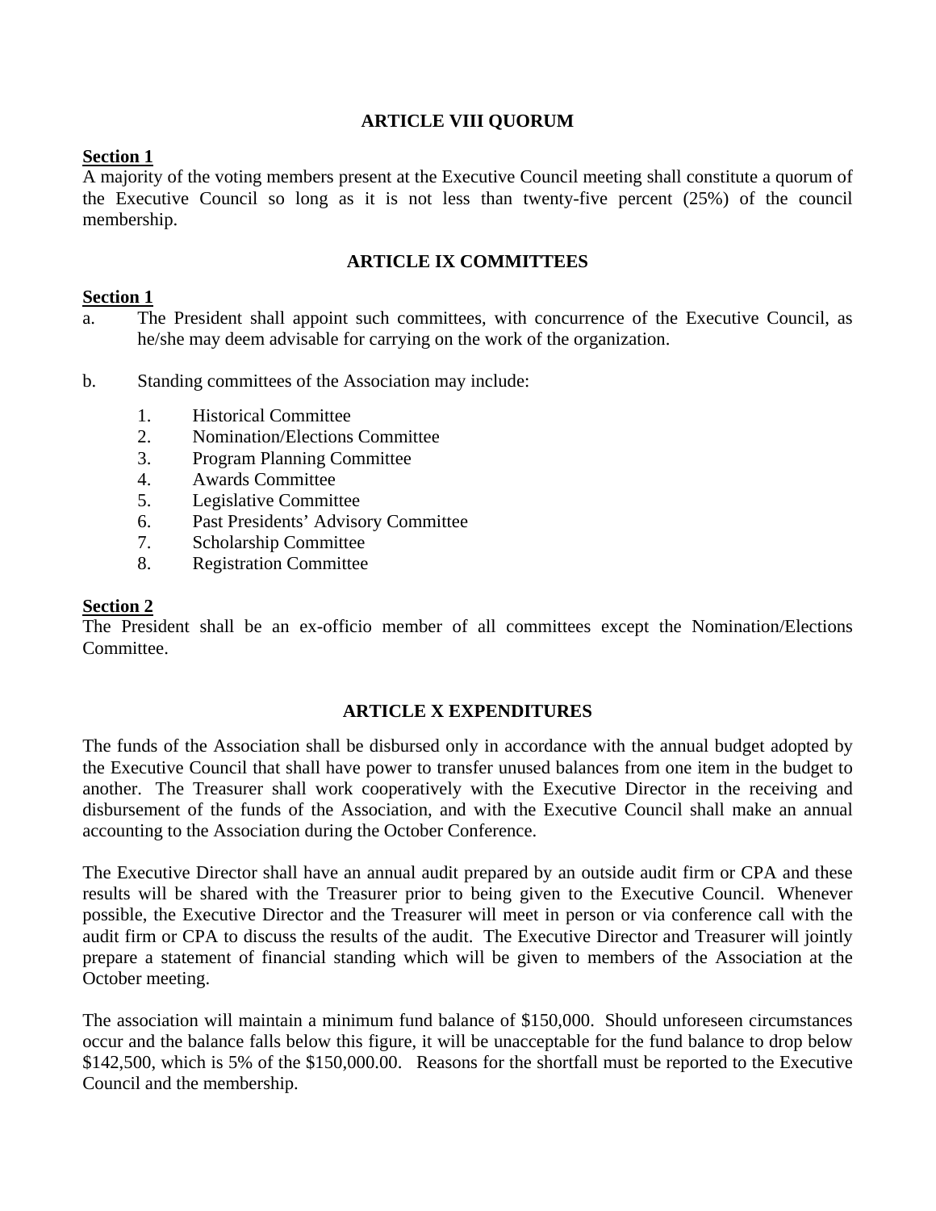## ARTICLE VIII QUORUM

**Section 1**

A majority of the voting members present at the Executive Council meeting shall constitute a quorum of the Executive Council so long as it is not less than twenty-five percent (25%) of the council membership.

## ARTICLE IX COMMITTEES

**Section 1**

a. The President shall appoint such committees, with concurrence of the Executive Council, as he/she may deem advisable for carrying on the work of the organization.

b. Standing committees of the Association may include:

1. Historical Committee
2. Nomination/Elections Committee
3. Program Planning Committee
4. Awards Committee
5. Legislative Committee
6. Past Presidents' Advisory Committee
7. Scholarship Committee
8. Registration Committee

**Section 2**

The President shall be an ex-officio member of all committees except the Nomination/Elections Committee.

## ARTICLE X EXPENDITURES

The funds of the Association shall be disbursed only in accordance with the annual budget adopted by the Executive Council that shall have power to transfer unused balances from one item in the budget to another. The Treasurer shall work cooperatively with the Executive Director in the receiving and disbursement of the funds of the Association, and with the Executive Council shall make an annual accounting to the Association during the October Conference.

The Executive Director shall have an annual audit prepared by an outside audit firm or CPA and these results will be shared with the Treasurer prior to being given to the Executive Council. Whenever possible, the Executive Director and the Treasurer will meet in person or via conference call with the audit firm or CPA to discuss the results of the audit. The Executive Director and Treasurer will jointly prepare a statement of financial standing which will be given to members of the Association at the October meeting.

The association will maintain a minimum fund balance of $150,000. Should unforeseen circumstances occur and the balance falls below this figure, it will be unacceptable for the fund balance to drop below $142,500, which is 5% of the $150,000.00. Reasons for the shortfall must be reported to the Executive Council and the membership.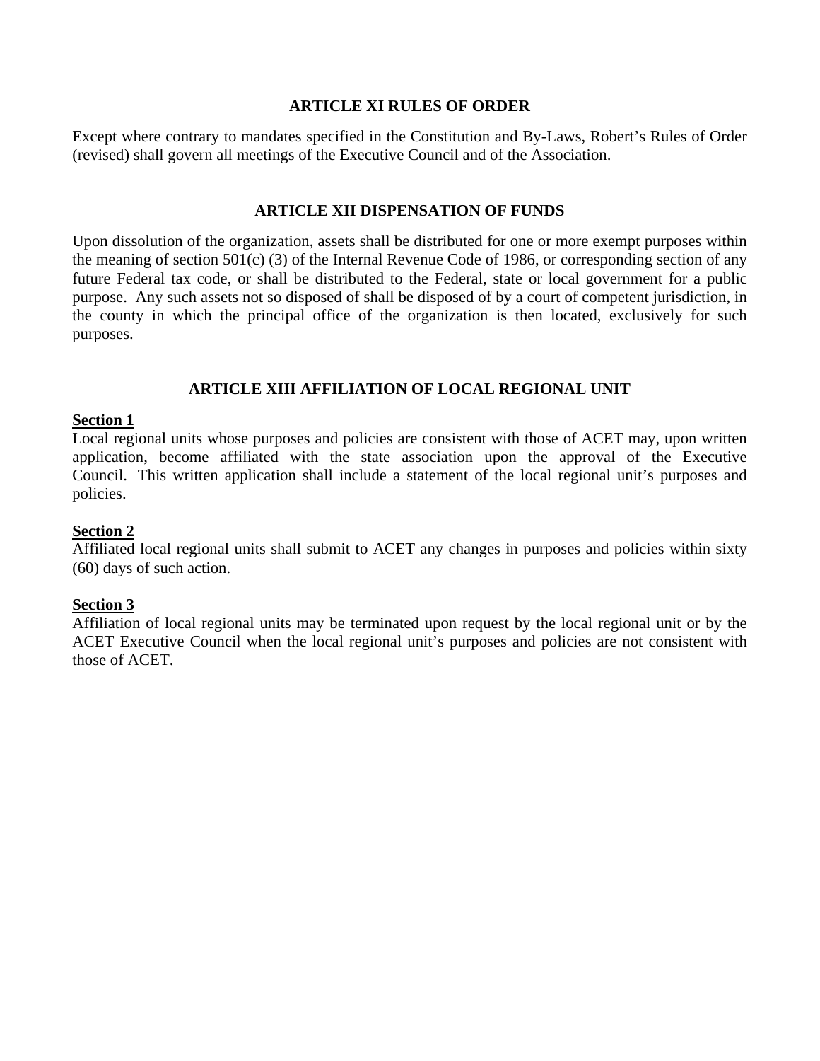## ARTICLE XI RULES OF ORDER

Except where contrary to mandates specified in the Constitution and By-Laws, Robert's Rules of Order (revised) shall govern all meetings of the Executive Council and of the Association.

## ARTICLE XII DISPENSATION OF FUNDS

Upon dissolution of the organization, assets shall be distributed for one or more exempt purposes within the meaning of section 501(c) (3) of the Internal Revenue Code of 1986, or corresponding section of any future Federal tax code, or shall be distributed to the Federal, state or local government for a public purpose. Any such assets not so disposed of shall be disposed of by a court of competent jurisdiction, in the county in which the principal office of the organization is then located, exclusively for such purposes.

## ARTICLE XIII AFFILIATION OF LOCAL REGIONAL UNIT

**Section 1**

Local regional units whose purposes and policies are consistent with those of ACET may, upon written application, become affiliated with the state association upon the approval of the Executive Council. This written application shall include a statement of the local regional unit's purposes and policies.

**Section 2**

Affiliated local regional units shall submit to ACET any changes in purposes and policies within sixty (60) days of such action.

**Section 3**

Affiliation of local regional units may be terminated upon request by the local regional unit or by the ACET Executive Council when the local regional unit's purposes and policies are not consistent with those of ACET.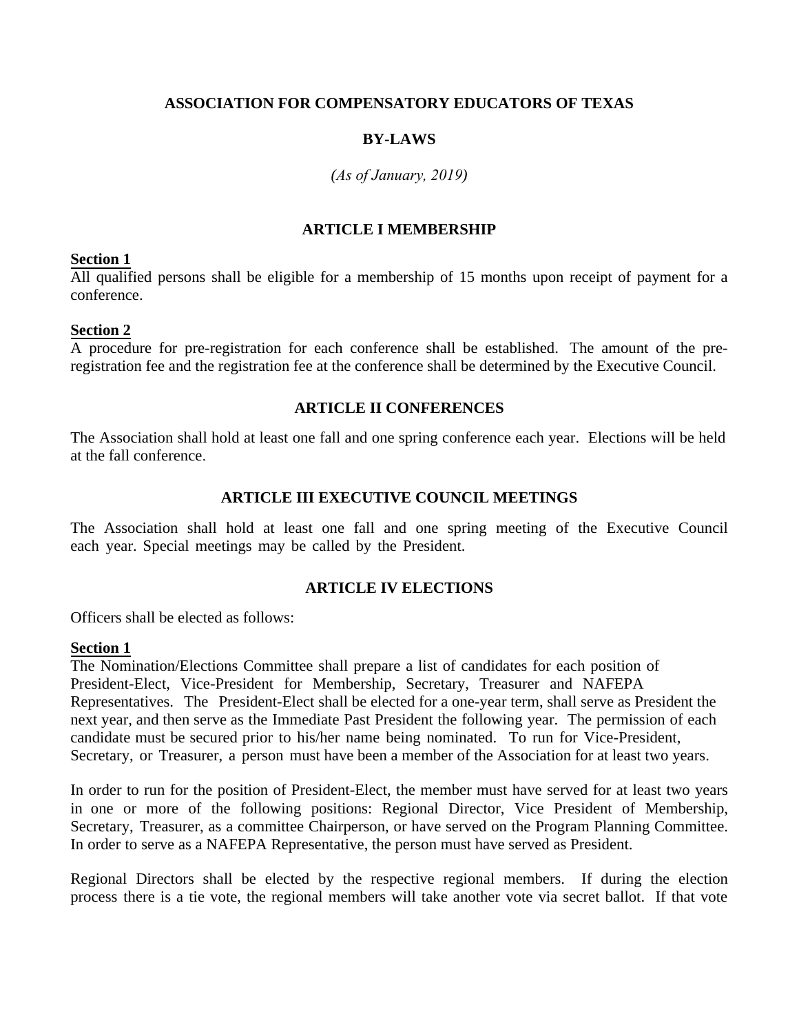**ASSOCIATION FOR COMPENSATORY EDUCATORS OF TEXAS**

**BY-LAWS**

*(As of January, 2019)*

## ARTICLE I MEMBERSHIP

**Section 1**
All qualified persons shall be eligible for a membership of 15 months upon receipt of payment for a conference.

**Section 2**
A procedure for pre-registration for each conference shall be established. The amount of the pre-registration fee and the registration fee at the conference shall be determined by the Executive Council.

## ARTICLE II CONFERENCES

The Association shall hold at least one fall and one spring conference each year. Elections will be held at the fall conference.

## ARTICLE III EXECUTIVE COUNCIL MEETINGS

The Association shall hold at least one fall and one spring meeting of the Executive Council each year. Special meetings may be called by the President.

## ARTICLE IV ELECTIONS

Officers shall be elected as follows:

**Section 1**
The Nomination/Elections Committee shall prepare a list of candidates for each position of President-Elect, Vice-President for Membership, Secretary, Treasurer and NAFEPA Representatives. The President-Elect shall be elected for a one-year term, shall serve as President the next year, and then serve as the Immediate Past President the following year. The permission of each candidate must be secured prior to his/her name being nominated. To run for Vice-President, Secretary, or Treasurer, a person must have been a member of the Association for at least two years.

In order to run for the position of President-Elect, the member must have served for at least two years in one or more of the following positions: Regional Director, Vice President of Membership, Secretary, Treasurer, as a committee Chairperson, or have served on the Program Planning Committee. In order to serve as a NAFEPA Representative, the person must have served as President.

Regional Directors shall be elected by the respective regional members. If during the election process there is a tie vote, the regional members will take another vote via secret ballot. If that vote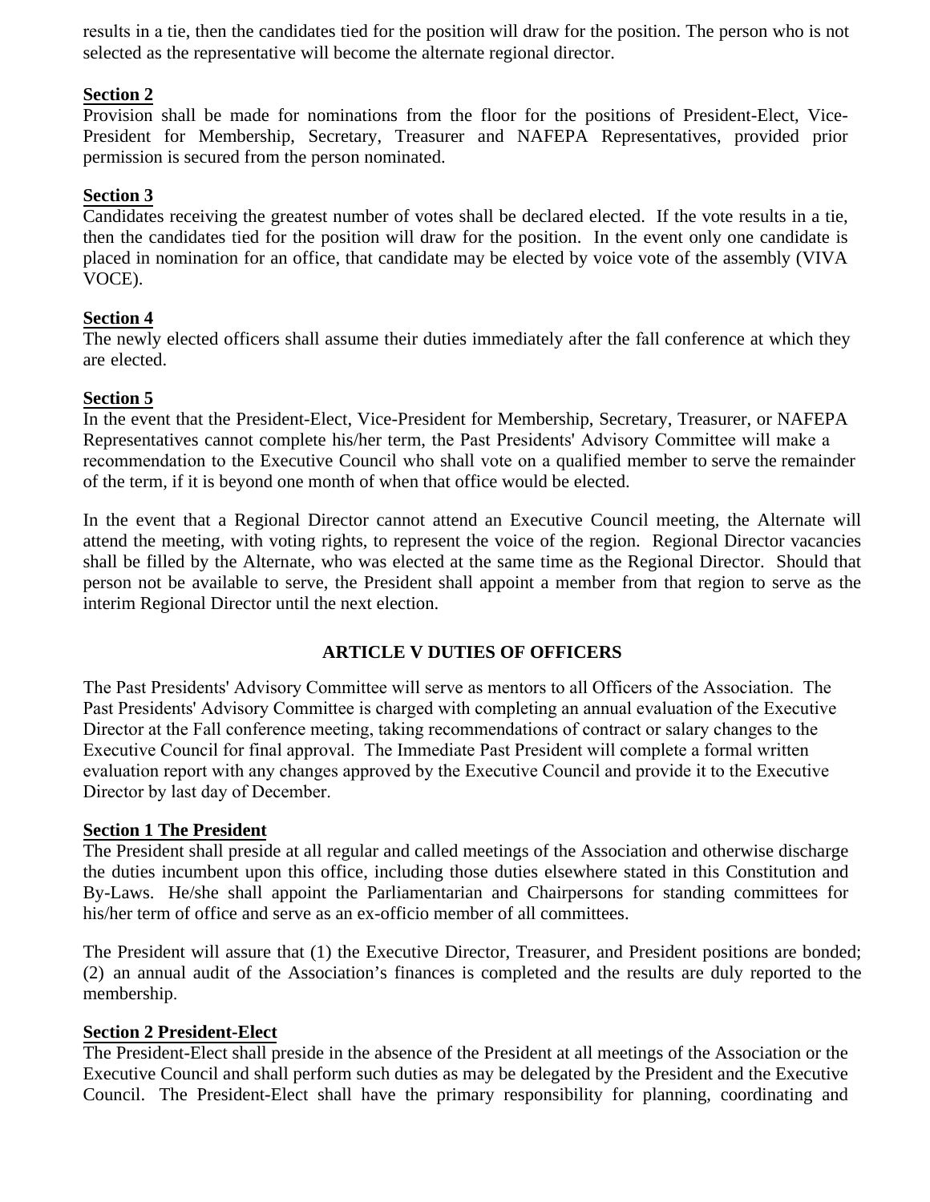results in a tie, then the candidates tied for the position will draw for the position. The person who is not selected as the representative will become the alternate regional director.

**Section 2**
Provision shall be made for nominations from the floor for the positions of President-Elect, Vice-President for Membership, Secretary, Treasurer and NAFEPA Representatives, provided prior permission is secured from the person nominated.

**Section 3**
Candidates receiving the greatest number of votes shall be declared elected. If the vote results in a tie, then the candidates tied for the position will draw for the position. In the event only one candidate is placed in nomination for an office, that candidate may be elected by voice vote of the assembly (VIVA VOCE).

**Section 4**
The newly elected officers shall assume their duties immediately after the fall conference at which they are elected.

**Section 5**
In the event that the President-Elect, Vice-President for Membership, Secretary, Treasurer, or NAFEPA Representatives cannot complete his/her term, the Past Presidents' Advisory Committee will make a recommendation to the Executive Council who shall vote on a qualified member to serve the remainder of the term, if it is beyond one month of when that office would be elected.

In the event that a Regional Director cannot attend an Executive Council meeting, the Alternate will attend the meeting, with voting rights, to represent the voice of the region. Regional Director vacancies shall be filled by the Alternate, who was elected at the same time as the Regional Director. Should that person not be available to serve, the President shall appoint a member from that region to serve as the interim Regional Director until the next election.

## ARTICLE V DUTIES OF OFFICERS

The Past Presidents' Advisory Committee will serve as mentors to all Officers of the Association. The Past Presidents' Advisory Committee is charged with completing an annual evaluation of the Executive Director at the Fall conference meeting, taking recommendations of contract or salary changes to the Executive Council for final approval. The Immediate Past President will complete a formal written evaluation report with any changes approved by the Executive Council and provide it to the Executive Director by last day of December.

**Section 1 The President**
The President shall preside at all regular and called meetings of the Association and otherwise discharge the duties incumbent upon this office, including those duties elsewhere stated in this Constitution and By-Laws. He/she shall appoint the Parliamentarian and Chairpersons for standing committees for his/her term of office and serve as an ex-officio member of all committees.

The President will assure that (1) the Executive Director, Treasurer, and President positions are bonded; (2) an annual audit of the Association's finances is completed and the results are duly reported to the membership.

**Section 2 President-Elect**
The President-Elect shall preside in the absence of the President at all meetings of the Association or the Executive Council and shall perform such duties as may be delegated by the President and the Executive Council. The President-Elect shall have the primary responsibility for planning, coordinating and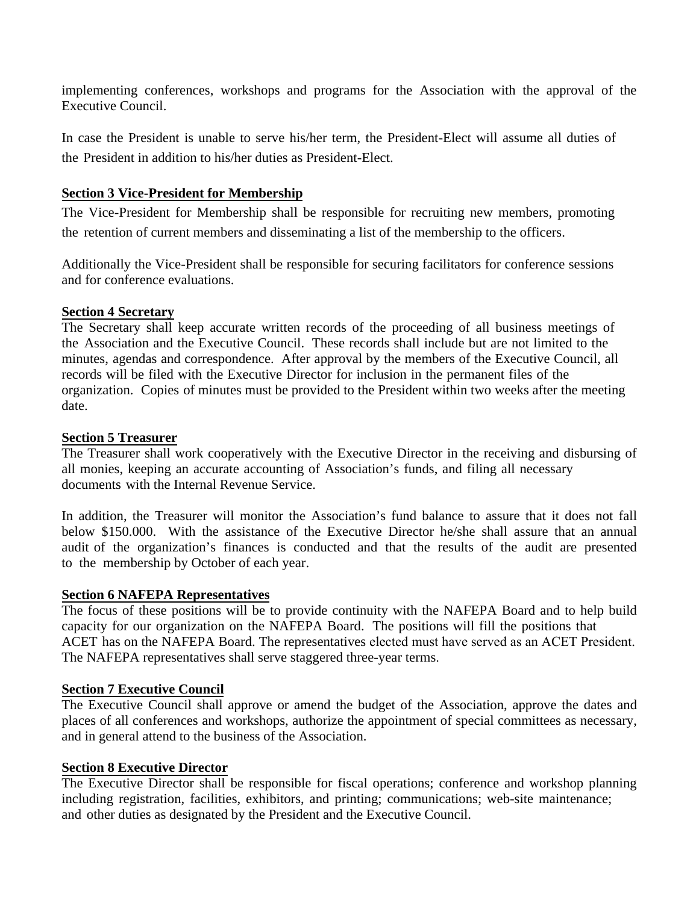implementing conferences, workshops and programs for the Association with the approval of the Executive Council.

In case the President is unable to serve his/her term, the President-Elect will assume all duties of the President in addition to his/her duties as President-Elect.

**Section 3 Vice-President for Membership**

The Vice-President for Membership shall be responsible for recruiting new members, promoting the retention of current members and disseminating a list of the membership to the officers.

Additionally the Vice-President shall be responsible for securing facilitators for conference sessions and for conference evaluations.

**Section 4 Secretary**

The Secretary shall keep accurate written records of the proceeding of all business meetings of the Association and the Executive Council. These records shall include but are not limited to the minutes, agendas and correspondence. After approval by the members of the Executive Council, all records will be filed with the Executive Director for inclusion in the permanent files of the organization. Copies of minutes must be provided to the President within two weeks after the meeting date.

**Section 5 Treasurer**

The Treasurer shall work cooperatively with the Executive Director in the receiving and disbursing of all monies, keeping an accurate accounting of Association's funds, and filing all necessary documents with the Internal Revenue Service.

In addition, the Treasurer will monitor the Association's fund balance to assure that it does not fall below $150.000. With the assistance of the Executive Director he/she shall assure that an annual audit of the organization's finances is conducted and that the results of the audit are presented to the membership by October of each year.

**Section 6 NAFEPA Representatives**

The focus of these positions will be to provide continuity with the NAFEPA Board and to help build capacity for our organization on the NAFEPA Board. The positions will fill the positions that ACET has on the NAFEPA Board. The representatives elected must have served as an ACET President. The NAFEPA representatives shall serve staggered three-year terms.

**Section 7 Executive Council**

The Executive Council shall approve or amend the budget of the Association, approve the dates and places of all conferences and workshops, authorize the appointment of special committees as necessary, and in general attend to the business of the Association.

**Section 8 Executive Director**

The Executive Director shall be responsible for fiscal operations; conference and workshop planning including registration, facilities, exhibitors, and printing; communications; web-site maintenance; and other duties as designated by the President and the Executive Council.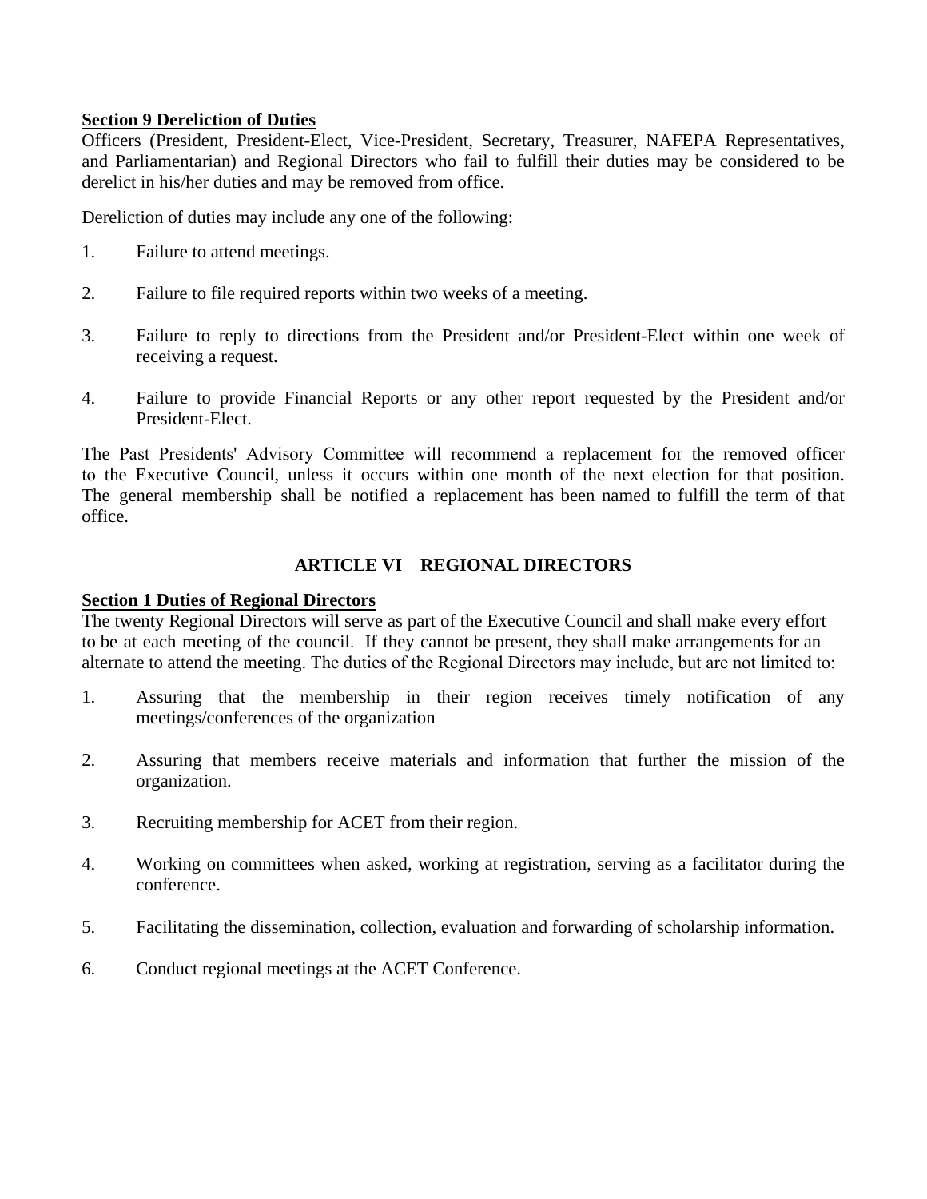**Section 9 Dereliction of Duties**

Officers (President, President-Elect, Vice-President, Secretary, Treasurer, NAFEPA Representatives, and Parliamentarian) and Regional Directors who fail to fulfill their duties may be considered to be derelict in his/her duties and may be removed from office.

Dereliction of duties may include any one of the following:

1. Failure to attend meetings.

2. Failure to file required reports within two weeks of a meeting.

3. Failure to reply to directions from the President and/or President-Elect within one week of receiving a request.

4. Failure to provide Financial Reports or any other report requested by the President and/or President-Elect.

The Past Presidents' Advisory Committee will recommend a replacement for the removed officer to the Executive Council, unless it occurs within one month of the next election for that position. The general membership shall be notified a replacement has been named to fulfill the term of that office.

## ARTICLE VI REGIONAL DIRECTORS

**Section 1 Duties of Regional Directors**

The twenty Regional Directors will serve as part of the Executive Council and shall make every effort to be at each meeting of the council. If they cannot be present, they shall make arrangements for an alternate to attend the meeting. The duties of the Regional Directors may include, but are not limited to:

1. Assuring that the membership in their region receives timely notification of any meetings/conferences of the organization

2. Assuring that members receive materials and information that further the mission of the organization.

3. Recruiting membership for ACET from their region.

4. Working on committees when asked, working at registration, serving as a facilitator during the conference.

5. Facilitating the dissemination, collection, evaluation and forwarding of scholarship information.

6. Conduct regional meetings at the ACET Conference.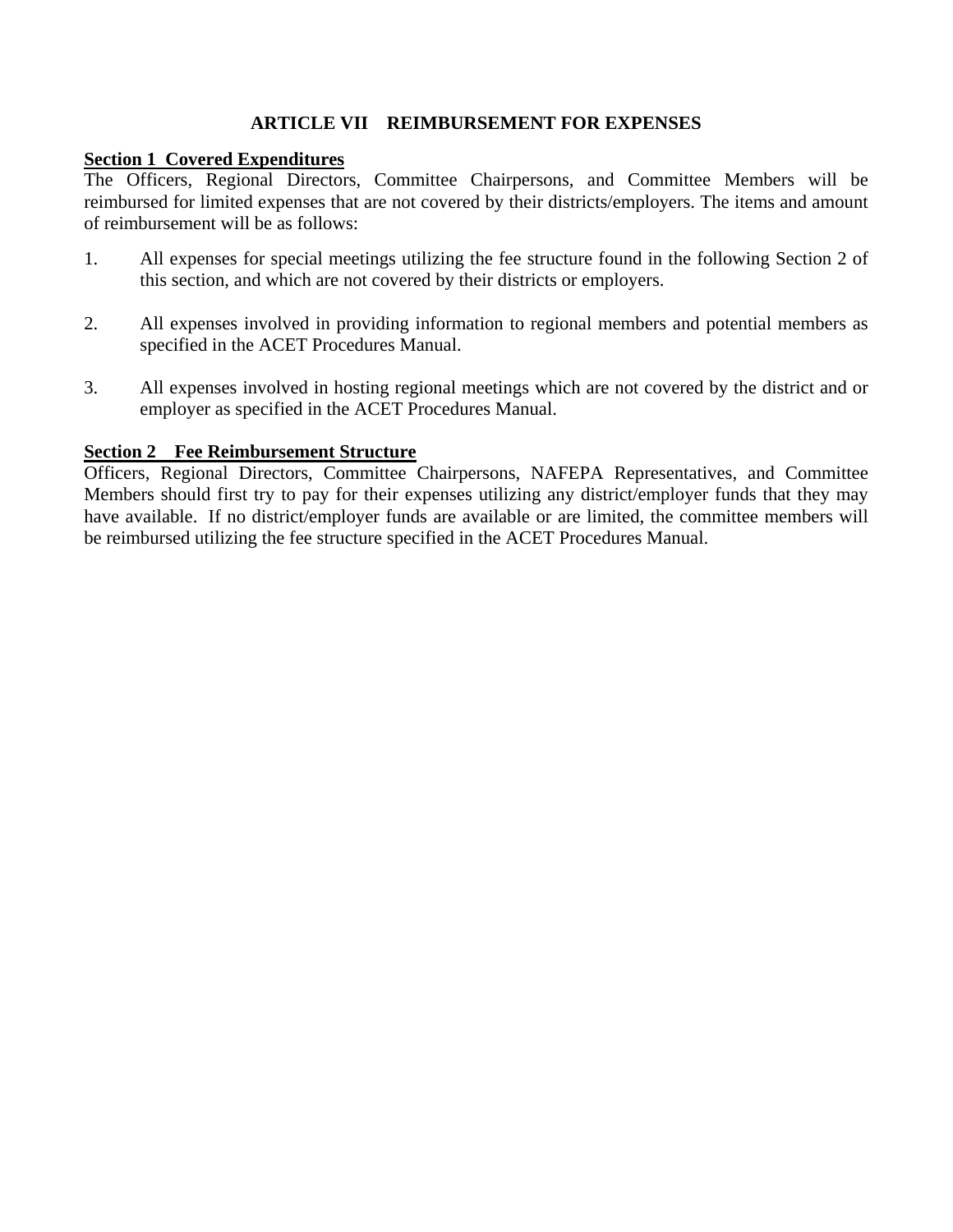## ARTICLE VII REIMBURSEMENT FOR EXPENSES

**Section 1 Covered Expenditures**

The Officers, Regional Directors, Committee Chairpersons, and Committee Members will be reimbursed for limited expenses that are not covered by their districts/employers. The items and amount of reimbursement will be as follows:

1. All expenses for special meetings utilizing the fee structure found in the following Section 2 of this section, and which are not covered by their districts or employers.

2. All expenses involved in providing information to regional members and potential members as specified in the ACET Procedures Manual.

3. All expenses involved in hosting regional meetings which are not covered by the district and or employer as specified in the ACET Procedures Manual.

**Section 2 Fee Reimbursement Structure**

Officers, Regional Directors, Committee Chairpersons, NAFEPA Representatives, and Committee Members should first try to pay for their expenses utilizing any district/employer funds that they may have available. If no district/employer funds are available or are limited, the committee members will be reimbursed utilizing the fee structure specified in the ACET Procedures Manual.